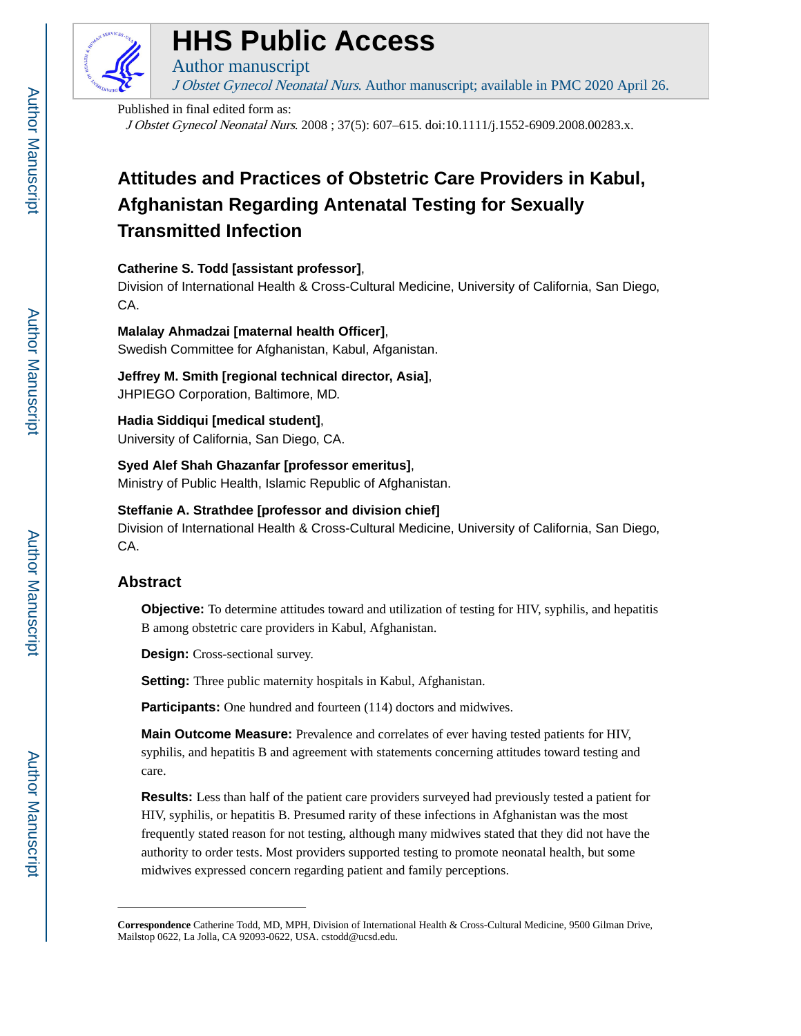HHS Public Access

Author manuscript

*J Obstet Gynecol Neonatal Nurs*. Author manuscript; available in PMC 2020 April 26.

Published in final edited form as:

*J Obstet Gynecol Neonatal Nurs*. 2008 ; 37(5): 607–615. doi:10.1111/j.1552-6909.2008.00283.x.

# Attitudes and Practices of Obstetric Care Providers in Kabul, Afghanistan Regarding Antenatal Testing for Sexually Transmitted Infection

**Catherine S. Todd [assistant professor]**,
Division of International Health & Cross-Cultural Medicine, University of California, San Diego, CA.

**Malalay Ahmadzai [maternal health Officer]**,
Swedish Committee for Afghanistan, Kabul, Afganistan.

**Jeffrey M. Smith [regional technical director, Asia]**,
JHPIEGO Corporation, Baltimore, MD.

**Hadia Siddiqui [medical student]**,
University of California, San Diego, CA.

**Syed Alef Shah Ghazanfar [professor emeritus]**,
Ministry of Public Health, Islamic Republic of Afghanistan.

**Steffanie A. Strathdee [professor and division chief]**
Division of International Health & Cross-Cultural Medicine, University of California, San Diego, CA.

## Abstract

**Objective:** To determine attitudes toward and utilization of testing for HIV, syphilis, and hepatitis B among obstetric care providers in Kabul, Afghanistan.

**Design:** Cross-sectional survey.

**Setting:** Three public maternity hospitals in Kabul, Afghanistan.

**Participants:** One hundred and fourteen (114) doctors and midwives.

**Main Outcome Measure:** Prevalence and correlates of ever having tested patients for HIV, syphilis, and hepatitis B and agreement with statements concerning attitudes toward testing and care.

**Results:** Less than half of the patient care providers surveyed had previously tested a patient for HIV, syphilis, or hepatitis B. Presumed rarity of these infections in Afghanistan was the most frequently stated reason for not testing, although many midwives stated that they did not have the authority to order tests. Most providers supported testing to promote neonatal health, but some midwives expressed concern regarding patient and family perceptions.

---

**Correspondence** Catherine Todd, MD, MPH, Division of International Health & Cross-Cultural Medicine, 9500 Gilman Drive, Mailstop 0622, La Jolla, CA 92093-0622, USA. cstodd@ucsd.edu.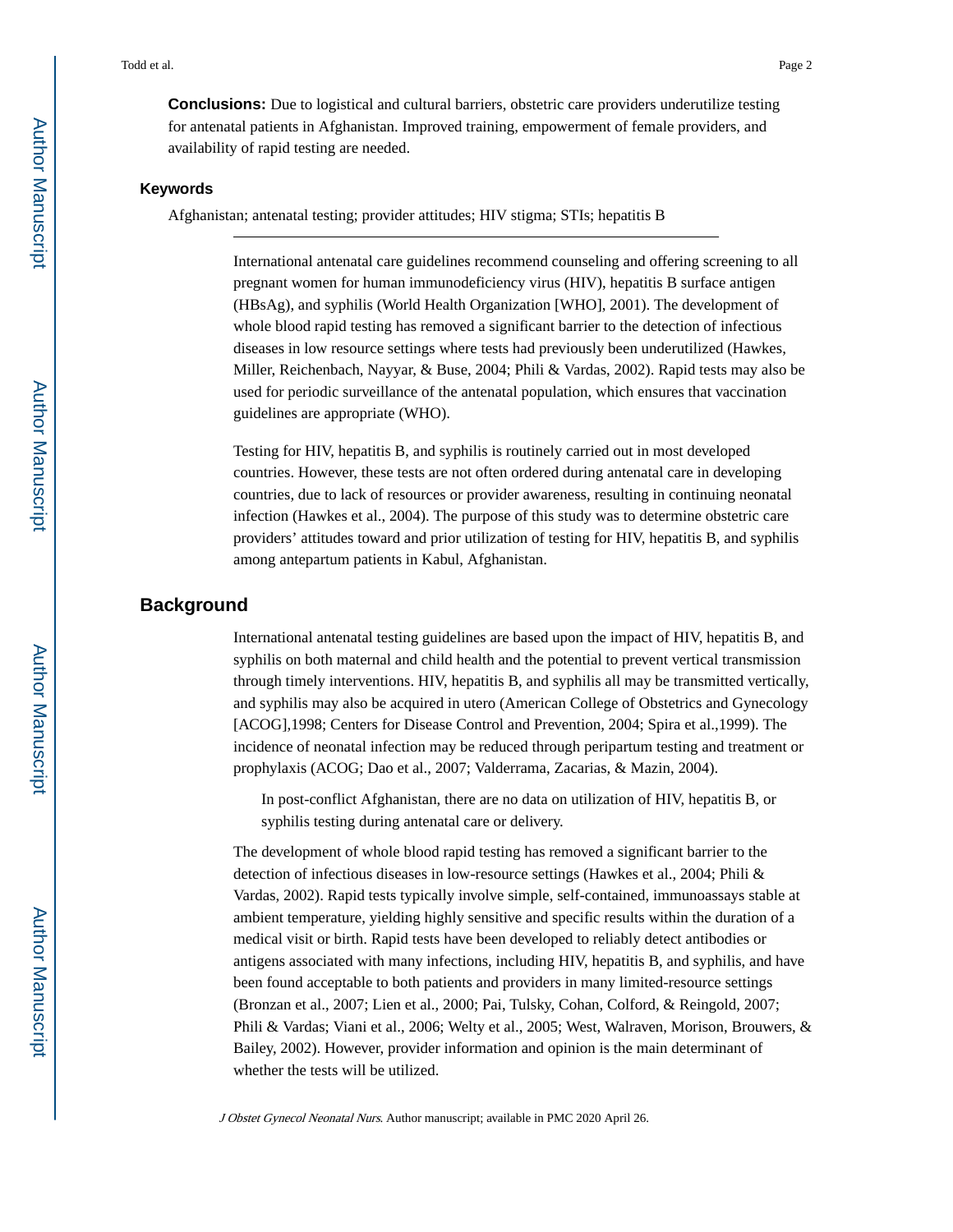**Conclusions:** Due to logistical and cultural barriers, obstetric care providers underutilize testing for antenatal patients in Afghanistan. Improved training, empowerment of female providers, and availability of rapid testing are needed.

### Keywords

Afghanistan; antenatal testing; provider attitudes; HIV stigma; STIs; hepatitis B

---

International antenatal care guidelines recommend counseling and offering screening to all pregnant women for human immunodeficiency virus (HIV), hepatitis B surface antigen (HBsAg), and syphilis (World Health Organization [WHO], 2001). The development of whole blood rapid testing has removed a significant barrier to the detection of infectious diseases in low resource settings where tests had previously been underutilized (Hawkes, Miller, Reichenbach, Nayyar, & Buse, 2004; Phili & Vardas, 2002). Rapid tests may also be used for periodic surveillance of the antenatal population, which ensures that vaccination guidelines are appropriate (WHO).

Testing for HIV, hepatitis B, and syphilis is routinely carried out in most developed countries. However, these tests are not often ordered during antenatal care in developing countries, due to lack of resources or provider awareness, resulting in continuing neonatal infection (Hawkes et al., 2004). The purpose of this study was to determine obstetric care providers' attitudes toward and prior utilization of testing for HIV, hepatitis B, and syphilis among antepartum patients in Kabul, Afghanistan.

## Background

International antenatal testing guidelines are based upon the impact of HIV, hepatitis B, and syphilis on both maternal and child health and the potential to prevent vertical transmission through timely interventions. HIV, hepatitis B, and syphilis all may be transmitted vertically, and syphilis may also be acquired in utero (American College of Obstetrics and Gynecology [ACOG],1998; Centers for Disease Control and Prevention, 2004; Spira et al.,1999). The incidence of neonatal infection may be reduced through peripartum testing and treatment or prophylaxis (ACOG; Dao et al., 2007; Valderrama, Zacarias, & Mazin, 2004).

In post-conflict Afghanistan, there are no data on utilization of HIV, hepatitis B, or syphilis testing during antenatal care or delivery.

The development of whole blood rapid testing has removed a significant barrier to the detection of infectious diseases in low-resource settings (Hawkes et al., 2004; Phili & Vardas, 2002). Rapid tests typically involve simple, self-contained, immunoassays stable at ambient temperature, yielding highly sensitive and specific results within the duration of a medical visit or birth. Rapid tests have been developed to reliably detect antibodies or antigens associated with many infections, including HIV, hepatitis B, and syphilis, and have been found acceptable to both patients and providers in many limited-resource settings (Bronzan et al., 2007; Lien et al., 2000; Pai, Tulsky, Cohan, Colford, & Reingold, 2007; Phili & Vardas; Viani et al., 2006; Welty et al., 2005; West, Walraven, Morison, Brouwers, & Bailey, 2002). However, provider information and opinion is the main determinant of whether the tests will be utilized.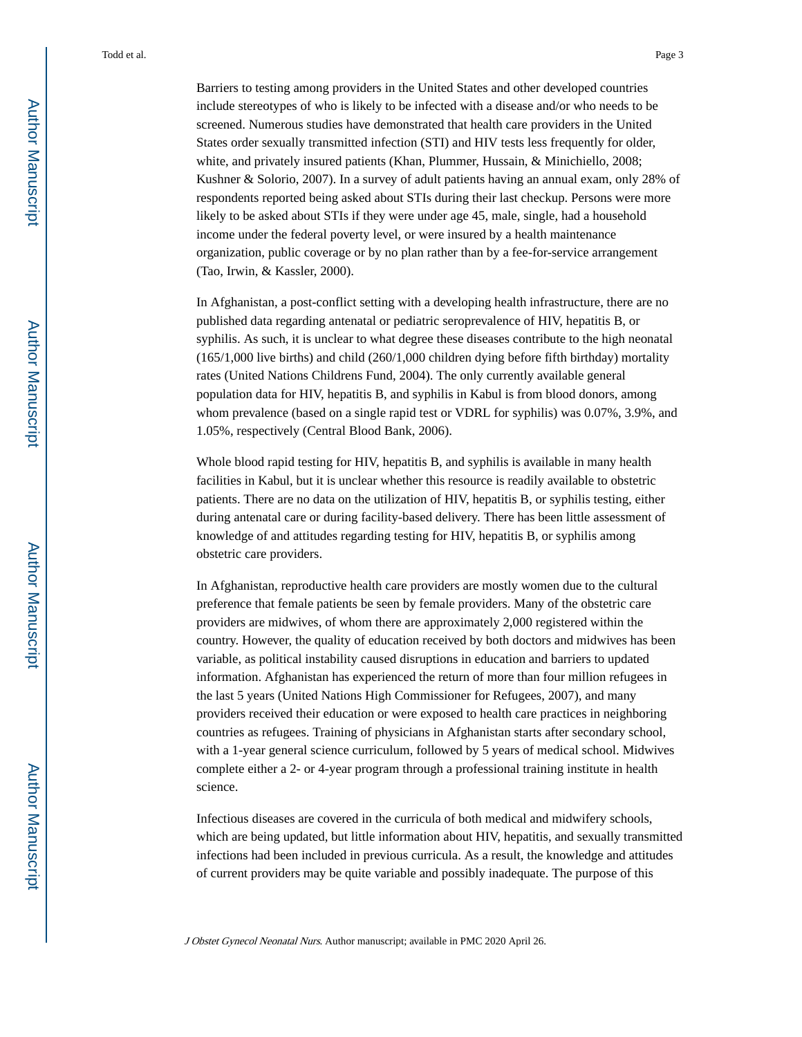Barriers to testing among providers in the United States and other developed countries include stereotypes of who is likely to be infected with a disease and/or who needs to be screened. Numerous studies have demonstrated that health care providers in the United States order sexually transmitted infection (STI) and HIV tests less frequently for older, white, and privately insured patients (Khan, Plummer, Hussain, & Minichiello, 2008; Kushner & Solorio, 2007). In a survey of adult patients having an annual exam, only 28% of respondents reported being asked about STIs during their last checkup. Persons were more likely to be asked about STIs if they were under age 45, male, single, had a household income under the federal poverty level, or were insured by a health maintenance organization, public coverage or by no plan rather than by a fee-for-service arrangement (Tao, Irwin, & Kassler, 2000).

In Afghanistan, a post-conflict setting with a developing health infrastructure, there are no published data regarding antenatal or pediatric seroprevalence of HIV, hepatitis B, or syphilis. As such, it is unclear to what degree these diseases contribute to the high neonatal (165/1,000 live births) and child (260/1,000 children dying before fifth birthday) mortality rates (United Nations Childrens Fund, 2004). The only currently available general population data for HIV, hepatitis B, and syphilis in Kabul is from blood donors, among whom prevalence (based on a single rapid test or VDRL for syphilis) was 0.07%, 3.9%, and 1.05%, respectively (Central Blood Bank, 2006).

Whole blood rapid testing for HIV, hepatitis B, and syphilis is available in many health facilities in Kabul, but it is unclear whether this resource is readily available to obstetric patients. There are no data on the utilization of HIV, hepatitis B, or syphilis testing, either during antenatal care or during facility-based delivery. There has been little assessment of knowledge of and attitudes regarding testing for HIV, hepatitis B, or syphilis among obstetric care providers.

In Afghanistan, reproductive health care providers are mostly women due to the cultural preference that female patients be seen by female providers. Many of the obstetric care providers are midwives, of whom there are approximately 2,000 registered within the country. However, the quality of education received by both doctors and midwives has been variable, as political instability caused disruptions in education and barriers to updated information. Afghanistan has experienced the return of more than four million refugees in the last 5 years (United Nations High Commissioner for Refugees, 2007), and many providers received their education or were exposed to health care practices in neighboring countries as refugees. Training of physicians in Afghanistan starts after secondary school, with a 1-year general science curriculum, followed by 5 years of medical school. Midwives complete either a 2- or 4-year program through a professional training institute in health science.

Infectious diseases are covered in the curricula of both medical and midwifery schools, which are being updated, but little information about HIV, hepatitis, and sexually transmitted infections had been included in previous curricula. As a result, the knowledge and attitudes of current providers may be quite variable and possibly inadequate. The purpose of this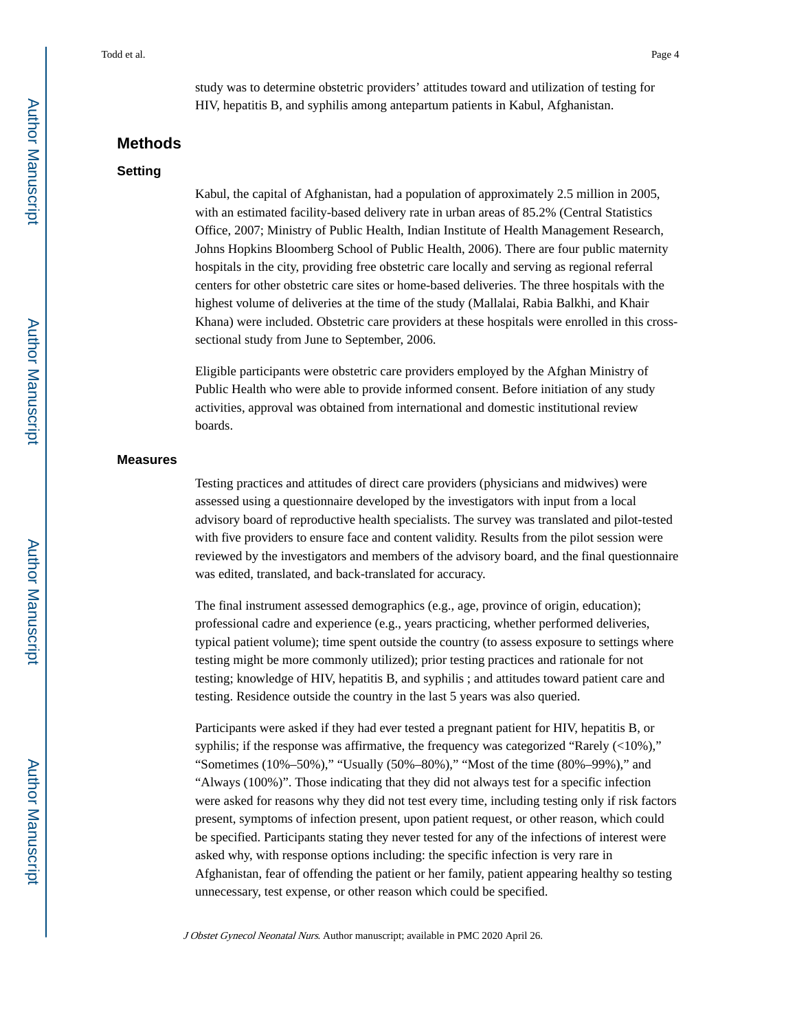study was to determine obstetric providers' attitudes toward and utilization of testing for HIV, hepatitis B, and syphilis among antepartum patients in Kabul, Afghanistan.

## Methods

### Setting

Kabul, the capital of Afghanistan, had a population of approximately 2.5 million in 2005, with an estimated facility-based delivery rate in urban areas of 85.2% (Central Statistics Office, 2007; Ministry of Public Health, Indian Institute of Health Management Research, Johns Hopkins Bloomberg School of Public Health, 2006). There are four public maternity hospitals in the city, providing free obstetric care locally and serving as regional referral centers for other obstetric care sites or home-based deliveries. The three hospitals with the highest volume of deliveries at the time of the study (Mallalai, Rabia Balkhi, and Khair Khana) were included. Obstetric care providers at these hospitals were enrolled in this cross-sectional study from June to September, 2006.

Eligible participants were obstetric care providers employed by the Afghan Ministry of Public Health who were able to provide informed consent. Before initiation of any study activities, approval was obtained from international and domestic institutional review boards.

### Measures

Testing practices and attitudes of direct care providers (physicians and midwives) were assessed using a questionnaire developed by the investigators with input from a local advisory board of reproductive health specialists. The survey was translated and pilot-tested with five providers to ensure face and content validity. Results from the pilot session were reviewed by the investigators and members of the advisory board, and the final questionnaire was edited, translated, and back-translated for accuracy.

The final instrument assessed demographics (e.g., age, province of origin, education); professional cadre and experience (e.g., years practicing, whether performed deliveries, typical patient volume); time spent outside the country (to assess exposure to settings where testing might be more commonly utilized); prior testing practices and rationale for not testing; knowledge of HIV, hepatitis B, and syphilis ; and attitudes toward patient care and testing. Residence outside the country in the last 5 years was also queried.

Participants were asked if they had ever tested a pregnant patient for HIV, hepatitis B, or syphilis; if the response was affirmative, the frequency was categorized "Rarely (<10%)," "Sometimes (10%–50%)," "Usually (50%–80%)," "Most of the time (80%–99%)," and "Always (100%)". Those indicating that they did not always test for a specific infection were asked for reasons why they did not test every time, including testing only if risk factors present, symptoms of infection present, upon patient request, or other reason, which could be specified. Participants stating they never tested for any of the infections of interest were asked why, with response options including: the specific infection is very rare in Afghanistan, fear of offending the patient or her family, patient appearing healthy so testing unnecessary, test expense, or other reason which could be specified.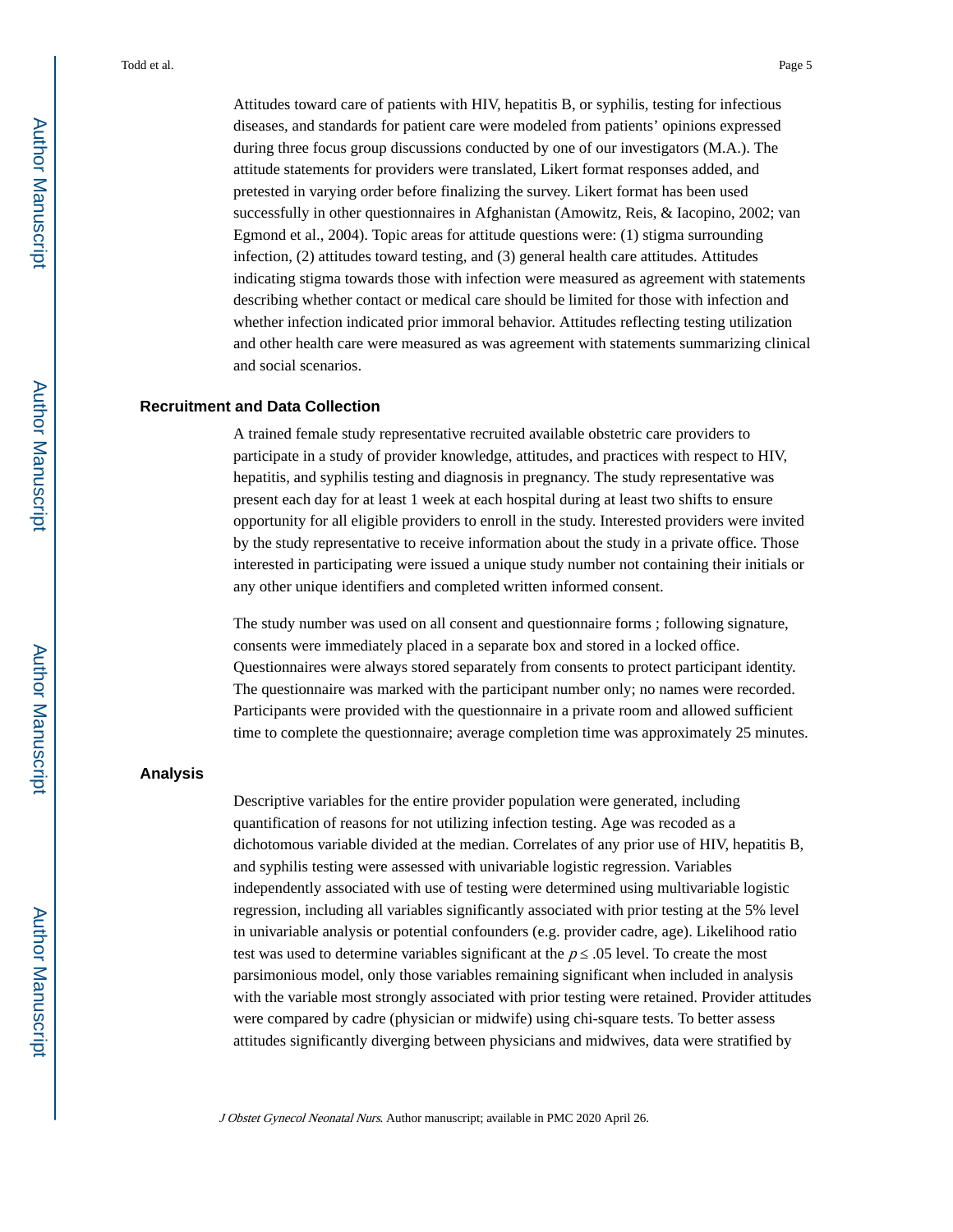Attitudes toward care of patients with HIV, hepatitis B, or syphilis, testing for infectious diseases, and standards for patient care were modeled from patients' opinions expressed during three focus group discussions conducted by one of our investigators (M.A.). The attitude statements for providers were translated, Likert format responses added, and pretested in varying order before finalizing the survey. Likert format has been used successfully in other questionnaires in Afghanistan (Amowitz, Reis, & Iacopino, 2002; van Egmond et al., 2004). Topic areas for attitude questions were: (1) stigma surrounding infection, (2) attitudes toward testing, and (3) general health care attitudes. Attitudes indicating stigma towards those with infection were measured as agreement with statements describing whether contact or medical care should be limited for those with infection and whether infection indicated prior immoral behavior. Attitudes reflecting testing utilization and other health care were measured as was agreement with statements summarizing clinical and social scenarios.

## Recruitment and Data Collection

A trained female study representative recruited available obstetric care providers to participate in a study of provider knowledge, attitudes, and practices with respect to HIV, hepatitis, and syphilis testing and diagnosis in pregnancy. The study representative was present each day for at least 1 week at each hospital during at least two shifts to ensure opportunity for all eligible providers to enroll in the study. Interested providers were invited by the study representative to receive information about the study in a private office. Those interested in participating were issued a unique study number not containing their initials or any other unique identifiers and completed written informed consent.

The study number was used on all consent and questionnaire forms ; following signature, consents were immediately placed in a separate box and stored in a locked office. Questionnaires were always stored separately from consents to protect participant identity. The questionnaire was marked with the participant number only; no names were recorded. Participants were provided with the questionnaire in a private room and allowed sufficient time to complete the questionnaire; average completion time was approximately 25 minutes.

## Analysis

Descriptive variables for the entire provider population were generated, including quantification of reasons for not utilizing infection testing. Age was recoded as a dichotomous variable divided at the median. Correlates of any prior use of HIV, hepatitis B, and syphilis testing were assessed with univariable logistic regression. Variables independently associated with use of testing were determined using multivariable logistic regression, including all variables significantly associated with prior testing at the 5% level in univariable analysis or potential confounders (e.g. provider cadre, age). Likelihood ratio test was used to determine variables significant at the $p \leq .05$ level. To create the most parsimonious model, only those variables remaining significant when included in analysis with the variable most strongly associated with prior testing were retained. Provider attitudes were compared by cadre (physician or midwife) using chi-square tests. To better assess attitudes significantly diverging between physicians and midwives, data were stratified by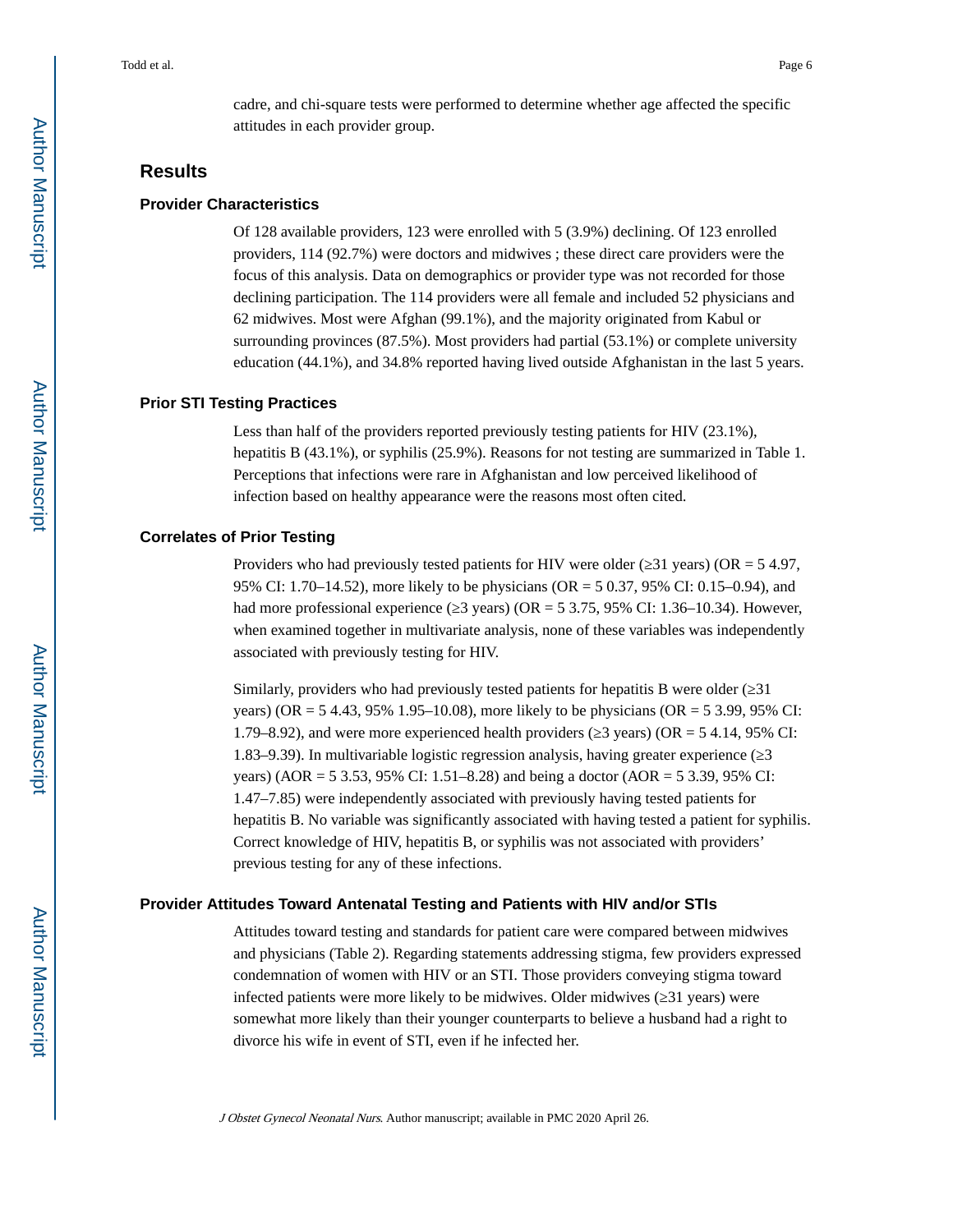cadre, and chi-square tests were performed to determine whether age affected the specific attitudes in each provider group.

## Results

### Provider Characteristics

Of 128 available providers, 123 were enrolled with 5 (3.9%) declining. Of 123 enrolled providers, 114 (92.7%) were doctors and midwives ; these direct care providers were the focus of this analysis. Data on demographics or provider type was not recorded for those declining participation. The 114 providers were all female and included 52 physicians and 62 midwives. Most were Afghan (99.1%), and the majority originated from Kabul or surrounding provinces (87.5%). Most providers had partial (53.1%) or complete university education (44.1%), and 34.8% reported having lived outside Afghanistan in the last 5 years.

### Prior STI Testing Practices

Less than half of the providers reported previously testing patients for HIV (23.1%), hepatitis B (43.1%), or syphilis (25.9%). Reasons for not testing are summarized in Table 1. Perceptions that infections were rare in Afghanistan and low perceived likelihood of infection based on healthy appearance were the reasons most often cited.

### Correlates of Prior Testing

Providers who had previously tested patients for HIV were older (≥31 years) (OR = 5 4.97, 95% CI: 1.70–14.52), more likely to be physicians (OR = 5 0.37, 95% CI: 0.15–0.94), and had more professional experience (≥3 years) (OR = 5 3.75, 95% CI: 1.36–10.34). However, when examined together in multivariate analysis, none of these variables was independently associated with previously testing for HIV.

Similarly, providers who had previously tested patients for hepatitis B were older (≥31 years) (OR = 5 4.43, 95% 1.95–10.08), more likely to be physicians (OR = 5 3.99, 95% CI: 1.79–8.92), and were more experienced health providers (≥3 years) (OR = 5 4.14, 95% CI: 1.83–9.39). In multivariable logistic regression analysis, having greater experience (≥3 years) (AOR = 5 3.53, 95% CI: 1.51–8.28) and being a doctor (AOR = 5 3.39, 95% CI: 1.47–7.85) were independently associated with previously having tested patients for hepatitis B. No variable was significantly associated with having tested a patient for syphilis. Correct knowledge of HIV, hepatitis B, or syphilis was not associated with providers' previous testing for any of these infections.

### Provider Attitudes Toward Antenatal Testing and Patients with HIV and/or STIs

Attitudes toward testing and standards for patient care were compared between midwives and physicians (Table 2). Regarding statements addressing stigma, few providers expressed condemnation of women with HIV or an STI. Those providers conveying stigma toward infected patients were more likely to be midwives. Older midwives (≥31 years) were somewhat more likely than their younger counterparts to believe a husband had a right to divorce his wife in event of STI, even if he infected her.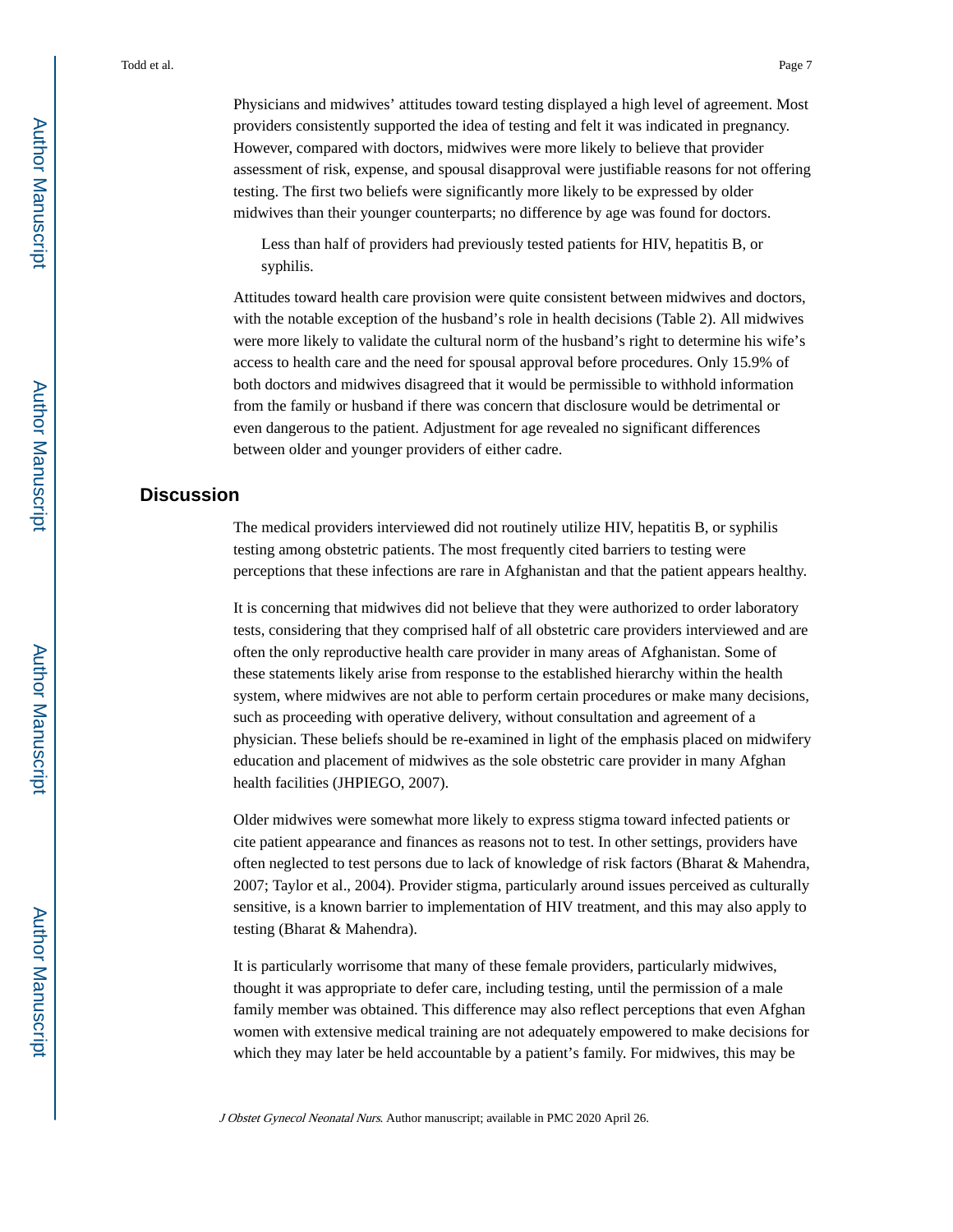Physicians and midwives' attitudes toward testing displayed a high level of agreement. Most providers consistently supported the idea of testing and felt it was indicated in pregnancy. However, compared with doctors, midwives were more likely to believe that provider assessment of risk, expense, and spousal disapproval were justifiable reasons for not offering testing. The first two beliefs were significantly more likely to be expressed by older midwives than their younger counterparts; no difference by age was found for doctors.

> Less than half of providers had previously tested patients for HIV, hepatitis B, or syphilis.

Attitudes toward health care provision were quite consistent between midwives and doctors, with the notable exception of the husband's role in health decisions (Table 2). All midwives were more likely to validate the cultural norm of the husband's right to determine his wife's access to health care and the need for spousal approval before procedures. Only 15.9% of both doctors and midwives disagreed that it would be permissible to withhold information from the family or husband if there was concern that disclosure would be detrimental or even dangerous to the patient. Adjustment for age revealed no significant differences between older and younger providers of either cadre.

## Discussion

The medical providers interviewed did not routinely utilize HIV, hepatitis B, or syphilis testing among obstetric patients. The most frequently cited barriers to testing were perceptions that these infections are rare in Afghanistan and that the patient appears healthy.

It is concerning that midwives did not believe that they were authorized to order laboratory tests, considering that they comprised half of all obstetric care providers interviewed and are often the only reproductive health care provider in many areas of Afghanistan. Some of these statements likely arise from response to the established hierarchy within the health system, where midwives are not able to perform certain procedures or make many decisions, such as proceeding with operative delivery, without consultation and agreement of a physician. These beliefs should be re-examined in light of the emphasis placed on midwifery education and placement of midwives as the sole obstetric care provider in many Afghan health facilities (JHPIEGO, 2007).

Older midwives were somewhat more likely to express stigma toward infected patients or cite patient appearance and finances as reasons not to test. In other settings, providers have often neglected to test persons due to lack of knowledge of risk factors (Bharat & Mahendra, 2007; Taylor et al., 2004). Provider stigma, particularly around issues perceived as culturally sensitive, is a known barrier to implementation of HIV treatment, and this may also apply to testing (Bharat & Mahendra).

It is particularly worrisome that many of these female providers, particularly midwives, thought it was appropriate to defer care, including testing, until the permission of a male family member was obtained. This difference may also reflect perceptions that even Afghan women with extensive medical training are not adequately empowered to make decisions for which they may later be held accountable by a patient's family. For midwives, this may be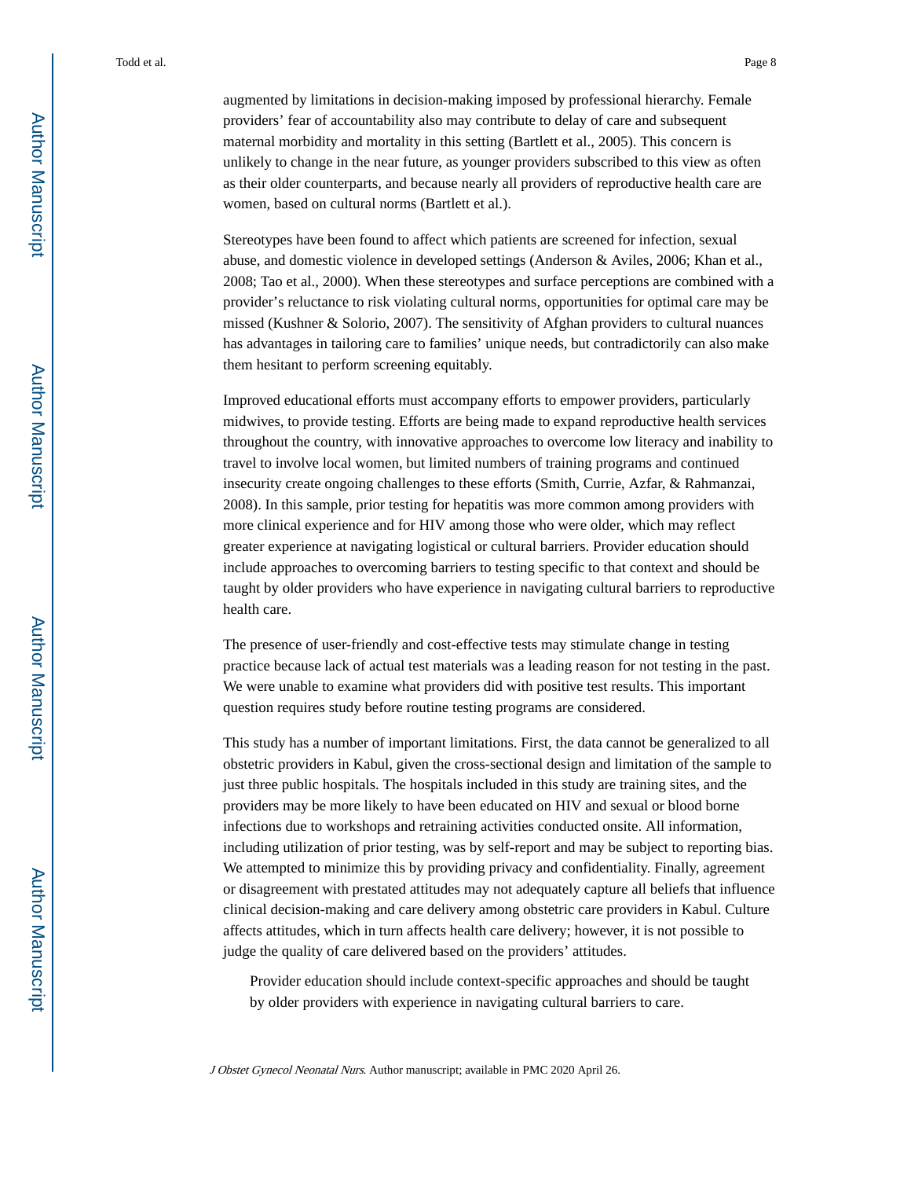augmented by limitations in decision-making imposed by professional hierarchy. Female providers' fear of accountability also may contribute to delay of care and subsequent maternal morbidity and mortality in this setting (Bartlett et al., 2005). This concern is unlikely to change in the near future, as younger providers subscribed to this view as often as their older counterparts, and because nearly all providers of reproductive health care are women, based on cultural norms (Bartlett et al.).

Stereotypes have been found to affect which patients are screened for infection, sexual abuse, and domestic violence in developed settings (Anderson & Aviles, 2006; Khan et al., 2008; Tao et al., 2000). When these stereotypes and surface perceptions are combined with a provider's reluctance to risk violating cultural norms, opportunities for optimal care may be missed (Kushner & Solorio, 2007). The sensitivity of Afghan providers to cultural nuances has advantages in tailoring care to families' unique needs, but contradictorily can also make them hesitant to perform screening equitably.

Improved educational efforts must accompany efforts to empower providers, particularly midwives, to provide testing. Efforts are being made to expand reproductive health services throughout the country, with innovative approaches to overcome low literacy and inability to travel to involve local women, but limited numbers of training programs and continued insecurity create ongoing challenges to these efforts (Smith, Currie, Azfar, & Rahmanzai, 2008). In this sample, prior testing for hepatitis was more common among providers with more clinical experience and for HIV among those who were older, which may reflect greater experience at navigating logistical or cultural barriers. Provider education should include approaches to overcoming barriers to testing specific to that context and should be taught by older providers who have experience in navigating cultural barriers to reproductive health care.

The presence of user-friendly and cost-effective tests may stimulate change in testing practice because lack of actual test materials was a leading reason for not testing in the past. We were unable to examine what providers did with positive test results. This important question requires study before routine testing programs are considered.

This study has a number of important limitations. First, the data cannot be generalized to all obstetric providers in Kabul, given the cross-sectional design and limitation of the sample to just three public hospitals. The hospitals included in this study are training sites, and the providers may be more likely to have been educated on HIV and sexual or blood borne infections due to workshops and retraining activities conducted onsite. All information, including utilization of prior testing, was by self-report and may be subject to reporting bias. We attempted to minimize this by providing privacy and confidentiality. Finally, agreement or disagreement with prestated attitudes may not adequately capture all beliefs that influence clinical decision-making and care delivery among obstetric care providers in Kabul. Culture affects attitudes, which in turn affects health care delivery; however, it is not possible to judge the quality of care delivered based on the providers' attitudes.

> Provider education should include context-specific approaches and should be taught by older providers with experience in navigating cultural barriers to care.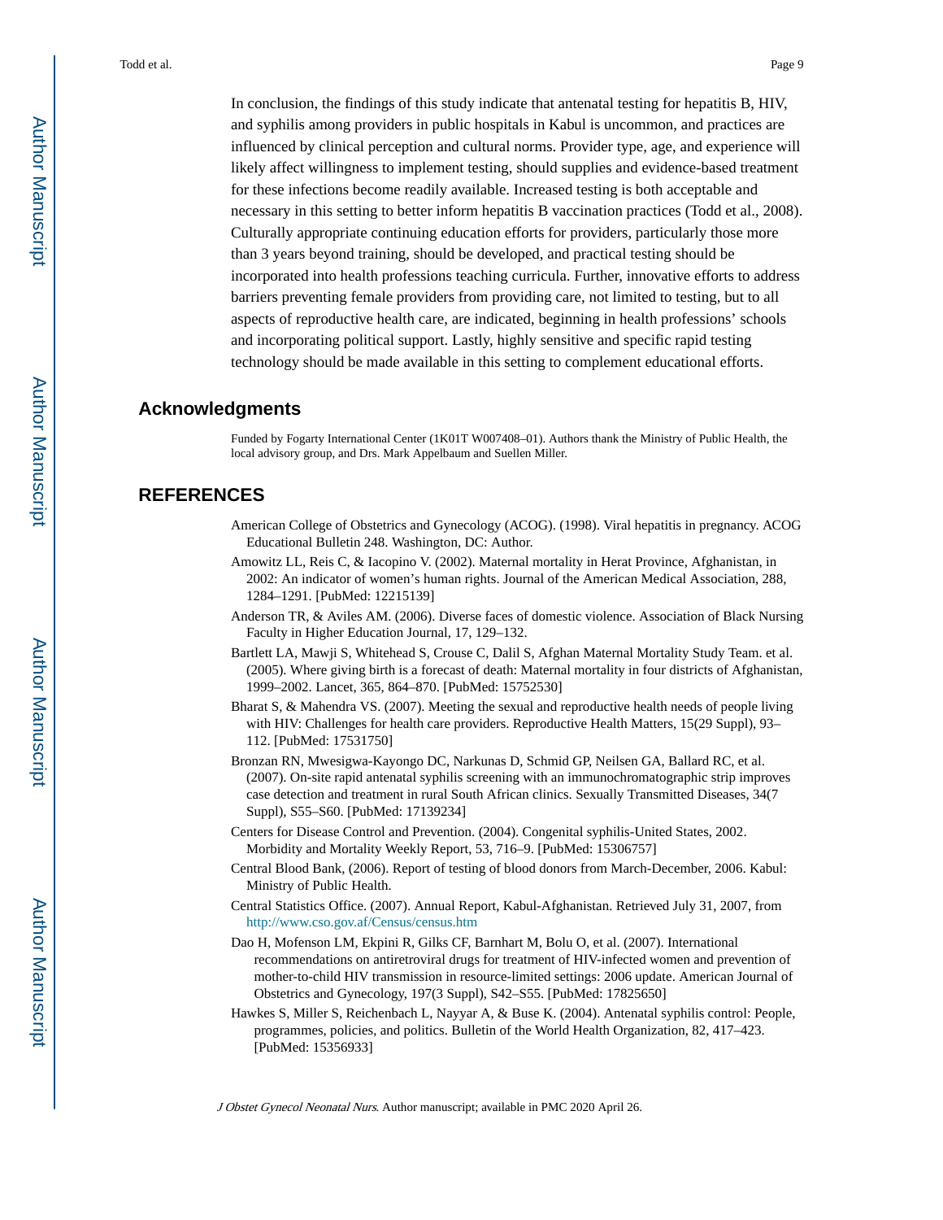In conclusion, the findings of this study indicate that antenatal testing for hepatitis B, HIV, and syphilis among providers in public hospitals in Kabul is uncommon, and practices are influenced by clinical perception and cultural norms. Provider type, age, and experience will likely affect willingness to implement testing, should supplies and evidence-based treatment for these infections become readily available. Increased testing is both acceptable and necessary in this setting to better inform hepatitis B vaccination practices (Todd et al., 2008). Culturally appropriate continuing education efforts for providers, particularly those more than 3 years beyond training, should be developed, and practical testing should be incorporated into health professions teaching curricula. Further, innovative efforts to address barriers preventing female providers from providing care, not limited to testing, but to all aspects of reproductive health care, are indicated, beginning in health professions' schools and incorporating political support. Lastly, highly sensitive and specific rapid testing technology should be made available in this setting to complement educational efforts.

## Acknowledgments

Funded by Fogarty International Center (1K01T W007408–01). Authors thank the Ministry of Public Health, the local advisory group, and Drs. Mark Appelbaum and Suellen Miller.

## REFERENCES

American College of Obstetrics and Gynecology (ACOG). (1998). Viral hepatitis in pregnancy. ACOG Educational Bulletin 248. Washington, DC: Author.

Amowitz LL, Reis C, & Iacopino V. (2002). Maternal mortality in Herat Province, Afghanistan, in 2002: An indicator of women's human rights. Journal of the American Medical Association, 288, 1284–1291. [PubMed: 12215139]

Anderson TR, & Aviles AM. (2006). Diverse faces of domestic violence. Association of Black Nursing Faculty in Higher Education Journal, 17, 129–132.

Bartlett LA, Mawji S, Whitehead S, Crouse C, Dalil S, Afghan Maternal Mortality Study Team. et al. (2005). Where giving birth is a forecast of death: Maternal mortality in four districts of Afghanistan, 1999–2002. Lancet, 365, 864–870. [PubMed: 15752530]

Bharat S, & Mahendra VS. (2007). Meeting the sexual and reproductive health needs of people living with HIV: Challenges for health care providers. Reproductive Health Matters, 15(29 Suppl), 93–112. [PubMed: 17531750]

Bronzan RN, Mwesigwa-Kayongo DC, Narkunas D, Schmid GP, Neilsen GA, Ballard RC, et al. (2007). On-site rapid antenatal syphilis screening with an immunochromatographic strip improves case detection and treatment in rural South African clinics. Sexually Transmitted Diseases, 34(7 Suppl), S55–S60. [PubMed: 17139234]

Centers for Disease Control and Prevention. (2004). Congenital syphilis-United States, 2002. Morbidity and Mortality Weekly Report, 53, 716–9. [PubMed: 15306757]

Central Blood Bank, (2006). Report of testing of blood donors from March-December, 2006. Kabul: Ministry of Public Health.

Central Statistics Office. (2007). Annual Report, Kabul-Afghanistan. Retrieved July 31, 2007, from http://www.cso.gov.af/Census/census.htm

Dao H, Mofenson LM, Ekpini R, Gilks CF, Barnhart M, Bolu O, et al. (2007). International recommendations on antiretroviral drugs for treatment of HIV-infected women and prevention of mother-to-child HIV transmission in resource-limited settings: 2006 update. American Journal of Obstetrics and Gynecology, 197(3 Suppl), S42–S55. [PubMed: 17825650]

Hawkes S, Miller S, Reichenbach L, Nayyar A, & Buse K. (2004). Antenatal syphilis control: People, programmes, policies, and politics. Bulletin of the World Health Organization, 82, 417–423. [PubMed: 15356933]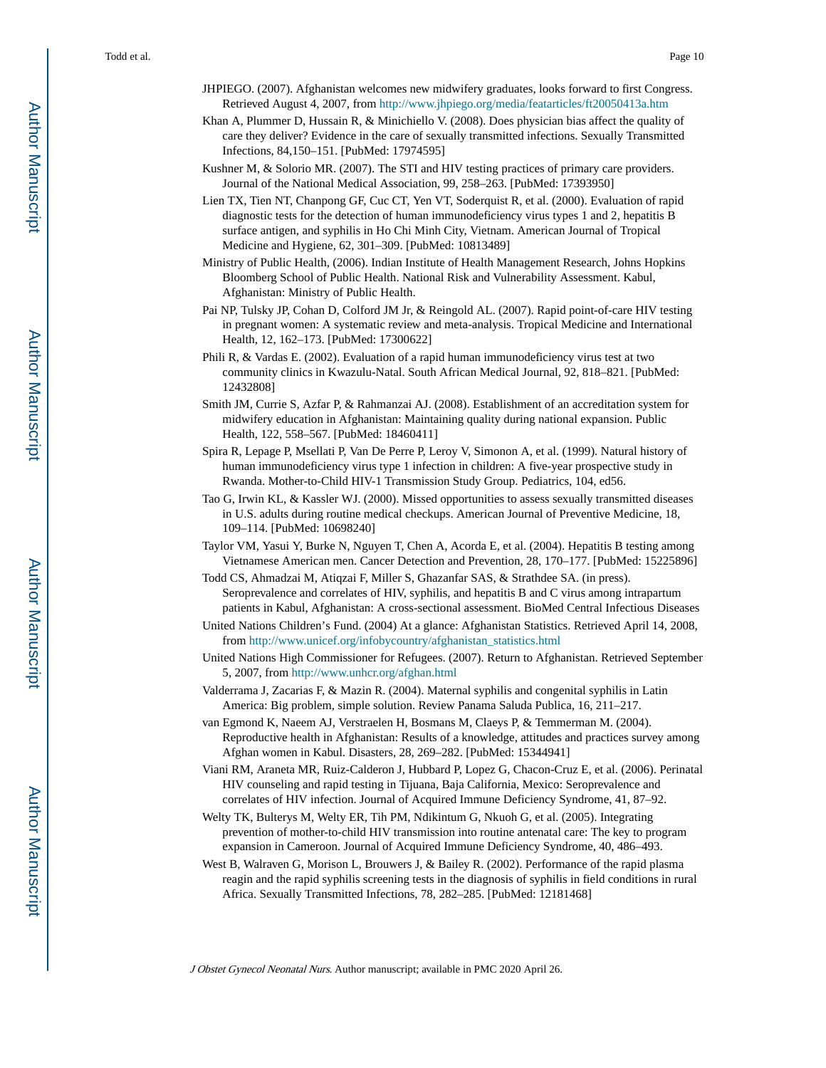JHPIEGO. (2007). Afghanistan welcomes new midwifery graduates, looks forward to first Congress. Retrieved August 4, 2007, from http://www.jhpiego.org/media/featarticles/ft20050413a.htm

Khan A, Plummer D, Hussain R, & Minichiello V. (2008). Does physician bias affect the quality of care they deliver? Evidence in the care of sexually transmitted infections. Sexually Transmitted Infections, 84,150–151. [PubMed: 17974595]

Kushner M, & Solorio MR. (2007). The STI and HIV testing practices of primary care providers. Journal of the National Medical Association, 99, 258–263. [PubMed: 17393950]

Lien TX, Tien NT, Chanpong GF, Cuc CT, Yen VT, Soderquist R, et al. (2000). Evaluation of rapid diagnostic tests for the detection of human immunodeficiency virus types 1 and 2, hepatitis B surface antigen, and syphilis in Ho Chi Minh City, Vietnam. American Journal of Tropical Medicine and Hygiene, 62, 301–309. [PubMed: 10813489]

Ministry of Public Health, (2006). Indian Institute of Health Management Research, Johns Hopkins Bloomberg School of Public Health. National Risk and Vulnerability Assessment. Kabul, Afghanistan: Ministry of Public Health.

Pai NP, Tulsky JP, Cohan D, Colford JM Jr, & Reingold AL. (2007). Rapid point-of-care HIV testing in pregnant women: A systematic review and meta-analysis. Tropical Medicine and International Health, 12, 162–173. [PubMed: 17300622]

Phili R, & Vardas E. (2002). Evaluation of a rapid human immunodeficiency virus test at two community clinics in Kwazulu-Natal. South African Medical Journal, 92, 818–821. [PubMed: 12432808]

Smith JM, Currie S, Azfar P, & Rahmanzai AJ. (2008). Establishment of an accreditation system for midwifery education in Afghanistan: Maintaining quality during national expansion. Public Health, 122, 558–567. [PubMed: 18460411]

Spira R, Lepage P, Msellati P, Van De Perre P, Leroy V, Simonon A, et al. (1999). Natural history of human immunodeficiency virus type 1 infection in children: A five-year prospective study in Rwanda. Mother-to-Child HIV-1 Transmission Study Group. Pediatrics, 104, ed56.

Tao G, Irwin KL, & Kassler WJ. (2000). Missed opportunities to assess sexually transmitted diseases in U.S. adults during routine medical checkups. American Journal of Preventive Medicine, 18, 109–114. [PubMed: 10698240]

Taylor VM, Yasui Y, Burke N, Nguyen T, Chen A, Acorda E, et al. (2004). Hepatitis B testing among Vietnamese American men. Cancer Detection and Prevention, 28, 170–177. [PubMed: 15225896]

Todd CS, Ahmadzai M, Atiqzai F, Miller S, Ghazanfar SAS, & Strathdee SA. (in press). Seroprevalence and correlates of HIV, syphilis, and hepatitis B and C virus among intrapartum patients in Kabul, Afghanistan: A cross-sectional assessment. BioMed Central Infectious Diseases

United Nations Children's Fund. (2004) At a glance: Afghanistan Statistics. Retrieved April 14, 2008, from http://www.unicef.org/infobycountry/afghanistan_statistics.html

United Nations High Commissioner for Refugees. (2007). Return to Afghanistan. Retrieved September 5, 2007, from http://www.unhcr.org/afghan.html

Valderrama J, Zacarias F, & Mazin R. (2004). Maternal syphilis and congenital syphilis in Latin America: Big problem, simple solution. Review Panama Saluda Publica, 16, 211–217.

van Egmond K, Naeem AJ, Verstraelen H, Bosmans M, Claeys P, & Temmerman M. (2004). Reproductive health in Afghanistan: Results of a knowledge, attitudes and practices survey among Afghan women in Kabul. Disasters, 28, 269–282. [PubMed: 15344941]

Viani RM, Araneta MR, Ruiz-Calderon J, Hubbard P, Lopez G, Chacon-Cruz E, et al. (2006). Perinatal HIV counseling and rapid testing in Tijuana, Baja California, Mexico: Seroprevalence and correlates of HIV infection. Journal of Acquired Immune Deficiency Syndrome, 41, 87–92.

Welty TK, Bulterys M, Welty ER, Tih PM, Ndikintum G, Nkuoh G, et al. (2005). Integrating prevention of mother-to-child HIV transmission into routine antenatal care: The key to program expansion in Cameroon. Journal of Acquired Immune Deficiency Syndrome, 40, 486–493.

West B, Walraven G, Morison L, Brouwers J, & Bailey R. (2002). Performance of the rapid plasma reagin and the rapid syphilis screening tests in the diagnosis of syphilis in field conditions in rural Africa. Sexually Transmitted Infections, 78, 282–285. [PubMed: 12181468]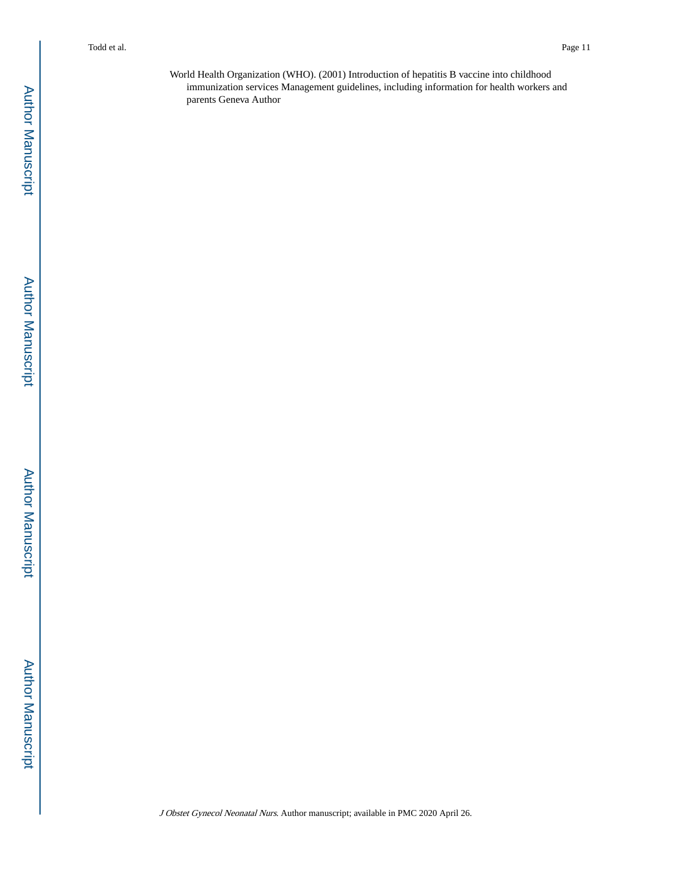World Health Organization (WHO). (2001) Introduction of hepatitis B vaccine into childhood immunization services Management guidelines, including information for health workers and parents Geneva Author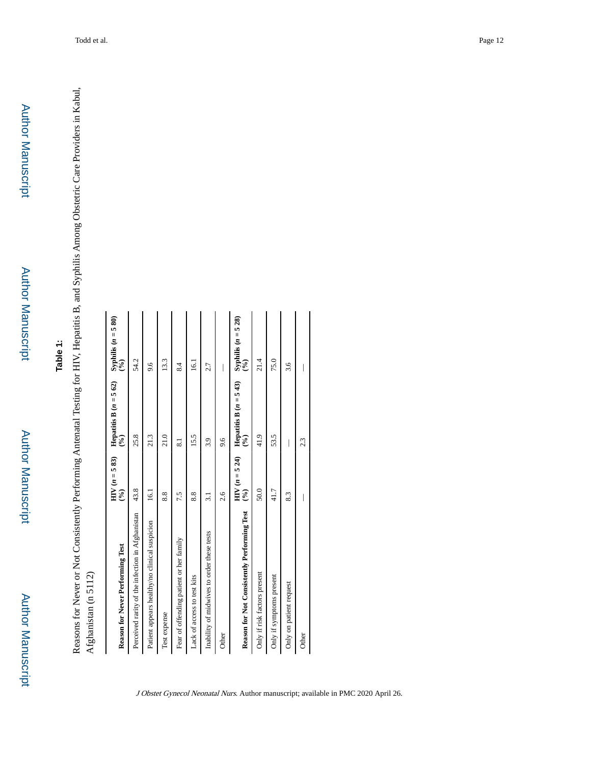**Table 1:**

Reasons for Never or Not Consistently Performing Antenatal Testing for HIV, Hepatitis B, and Syphilis Among Obstetric Care Providers in Kabul, Afghanistan (n 5112)

| Reason for Never Performing Test | HIV (*n* = 5 83) (%) | Hepatitis B (*n* = 5 62) (%) | Syphilis (*n* = 5 80) (%) |
|---|---|---|---|
| Perceived rarity of the infection in Afghanistan | 43.8 | 25.8 | 54.2 |
| Patient appears healthy/no clinical suspicion | 16.1 | 21.3 | 9.6 |
| Test expense | 8.8 | 21.0 | 13.3 |
| Fear of offending patient or her family | 7.5 | 8.1 | 8.4 |
| Lack of access to test kits | 8.8 | 15.5 | 16.1 |
| Inability of midwives to order these tests | 3.1 | 3.9 | 2.7 |
| Other | 2.6 | 9.6 | — |
| **Reason for Not Consistently Performing Test** | **HIV (*n* = 5 24) (%)** | **Hepatitis B (*n* = 5 43) (%)** | **Syphilis (*n* = 5 28) (%)** |
| Only if risk factors present | 50.0 | 41.9 | 21.4 |
| Only if symptoms present | 41.7 | 53.5 | 75.0 |
| Only on patient request | 8.3 | — | 3.6 |
| Other | — | 2.3 | — |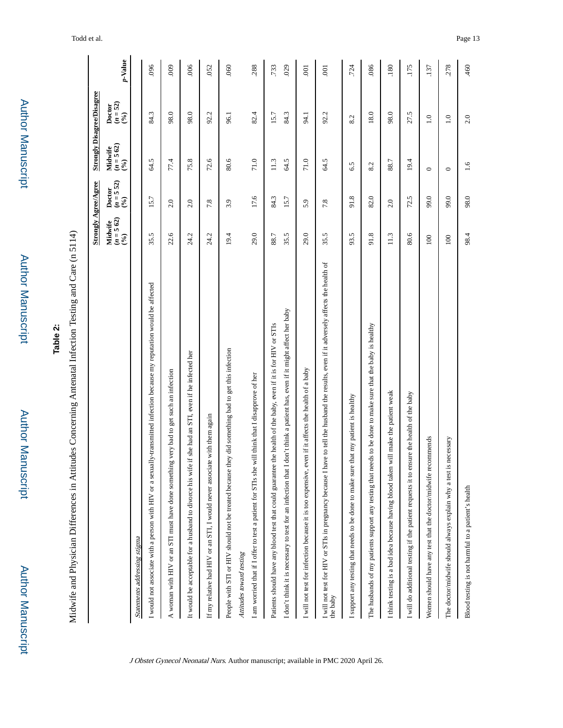**Table 2:**

Midwife and Physician Differences in Attitudes Concerning Antenatal Infection Testing and Care (n 5114)

| | Strongly Agree/Agree | | Strongly Disagree/Disagree | | |
|---|---|---|---|---|---|
| | Midwife (*n* = 5 62) (%) | Doctor (*n* = 5 52) (%) | Midwife (*n* = 5 62) (%) | Doctor (*n* = 52) (%) | *p*-Value |
| *Statements addressing stigma* | | | | | |
| I would not associate with a person with HIV or a sexually-transmitted infection because my reputation would be affected | 35.5 | 15.7 | 64.5 | 84.3 | .096 |
| A woman with HIV or an STI must have done something very bad to get such an infection | 22.6 | 2.0 | 77.4 | 98.0 | .009 |
| It would be acceptable for a husband to divorce his wife if she had an STI, even if he infected her | 24.2 | 2.0 | 75.8 | 98.0 | .006 |
| If my relative had HIV or an STI, I would never associate with them again | 24.2 | 7.8 | 72.6 | 92.2 | .052 |
| People with STI or HIV should not be treated because they did something bad to get this infection | 19.4 | 3.9 | 80.6 | 96.1 | .060 |
| *Attitudes toward testing* | | | | | |
| I am worried that if I offer to test a patient for STIs she will think that I disapprove of her | 29.0 | 17.6 | 71.0 | 82.4 | .288 |
| Patients should have any blood test that could guarantee the health of the baby, even if it is for HIV or STIs | 88.7 | 84.3 | 11.3 | 15.7 | .733 |
| I don't think it is necessary to test for an infection that I don't think a patient has, even if it might affect her baby | 35.5 | 15.7 | 64.5 | 84.3 | .029 |
| I will not test for infection because it is too expensive, even if it affects the health of a baby | 29.0 | 5.9 | 71.0 | 94.1 | .001 |
| I will not test for HIV or STIs in pregnancy because I have to tell the husband the results, even if it adversely affects the health of the baby | 35.5 | 7.8 | 64.5 | 92.2 | .001 |
| I support any testing that needs to be done to make sure that my patient is healthy | 93.5 | 91.8 | 6.5 | 8.2 | .724 |
| The husbands of my patients support any testing that needs to be done to make sure that the baby is healthy | 91.8 | 82.0 | 8.2 | 18.0 | .086 |
| I think testing is a bad idea because having blood taken will make the patient weak | 11.3 | 2.0 | 88.7 | 98.0 | .180 |
| I will do additional testing if the patient requests it to ensure the health of the baby | 80.6 | 72.5 | 19.4 | 27.5 | .175 |
| Women should have any test that the doctor/midwife recommends | 100 | 99.0 | 0 | 1.0 | .137 |
| The doctor/midwife should always explain why a test is necessary | 100 | 99.0 | 0 | 1.0 | .278 |
| Blood testing is not harmful to a patient's health | 98.4 | 98.0 | 1.6 | 2.0 | .460 |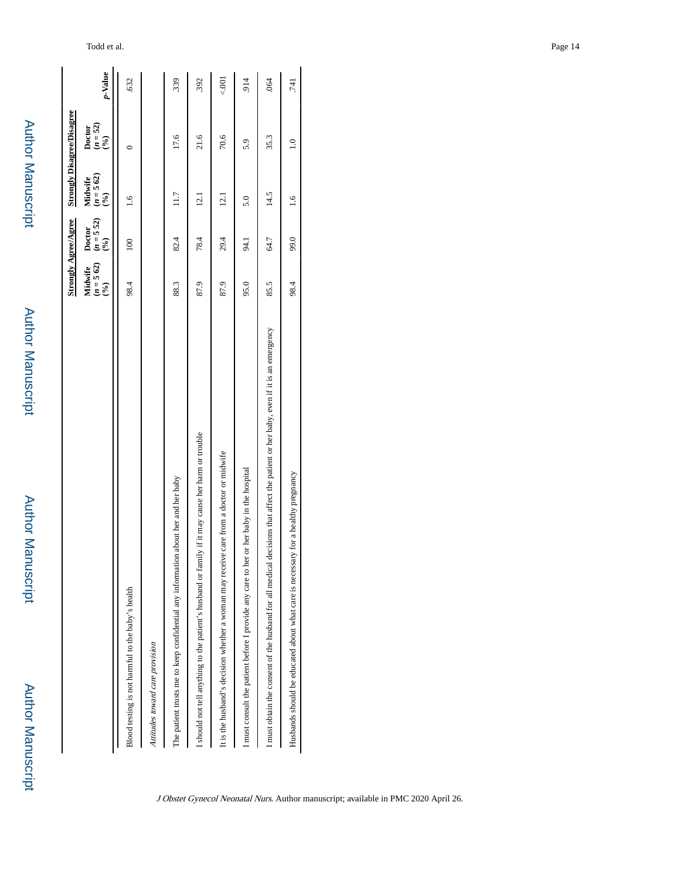| | Strongly Agree/Agree | | Strongly Disagree/Disagree | | |
|---|---|---|---|---|---|
| | Midwife ($n$ = 5 62) (%) | Doctor ($n$ = 5 52) (%) | Midwife ($n$ = 5 62) (%) | Doctor ($n$ = 52) (%) | $p$-Value |
| Blood testing is not harmful to the baby's health | 98.4 | 100 | 1.6 | 0 | .632 |
| *Attitudes toward care provision* | | | | | |
| The patient trusts me to keep confidential any information about her and her baby | 88.3 | 82.4 | 11.7 | 17.6 | .339 |
| I should not tell anything to the patient's husband or family if it may cause her harm or trouble | 87.9 | 78.4 | 12.1 | 21.6 | .392 |
| It is the husband's decision whether a woman may receive care from a doctor or midwife | 87.9 | 29.4 | 12.1 | 70.6 | <.001 |
| I must consult the patient before I provide any care to her or her baby in the hospital | 95.0 | 94.1 | 5.0 | 5.9 | .914 |
| I must obtain the consent of the husband for all medical decisions that affect the patient or her baby, even if it is an emergency | 85.5 | 64.7 | 14.5 | 35.3 | .064 |
| Husbands should be educated about what care is necessary for a healthy pregnancy | 98.4 | 99.0 | 1.6 | 1.0 | .741 |